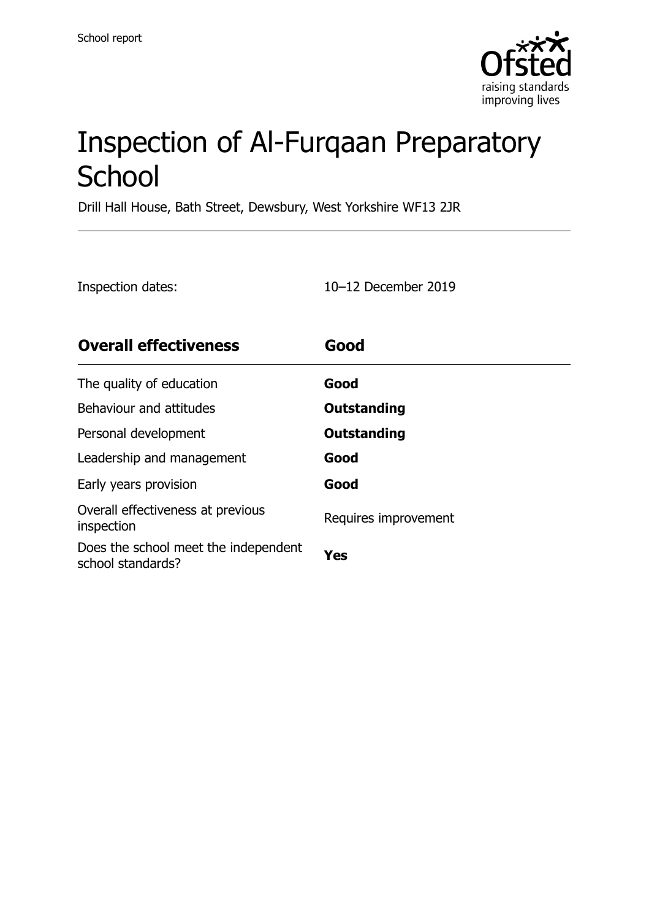# Inspection of Al-Furqaan Preparatory School

Drill Hall House, Bath Street, Dewsbury, West Yorkshire WF13 2JR

Inspection dates: 10–12 December 2019

| Overall effectiveness | Good |
| --- | --- |
| The quality of education | **Good** |
| Behaviour and attitudes | **Outstanding** |
| Personal development | **Outstanding** |
| Leadership and management | **Good** |
| Early years provision | **Good** |
| Overall effectiveness at previous inspection | Requires improvement |
| Does the school meet the independent school standards? | **Yes** |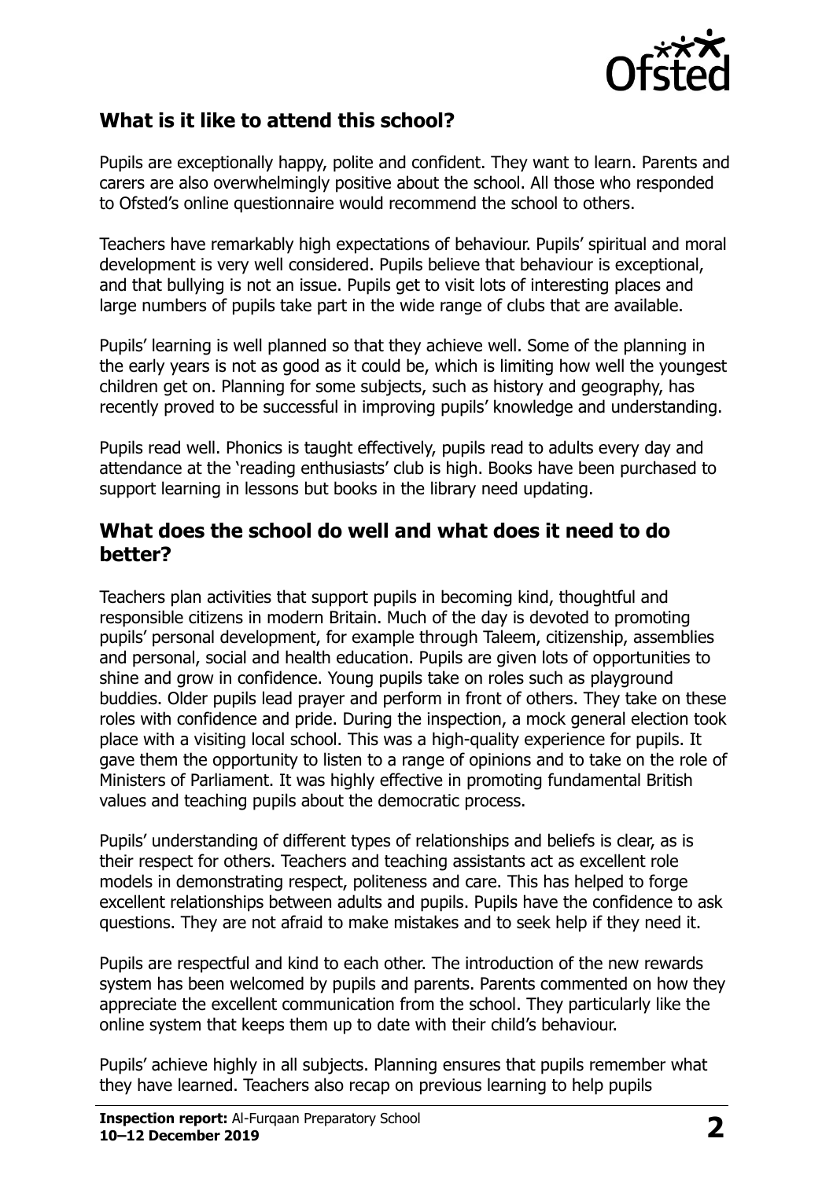## What is it like to attend this school?

Pupils are exceptionally happy, polite and confident. They want to learn. Parents and carers are also overwhelmingly positive about the school. All those who responded to Ofsted's online questionnaire would recommend the school to others.

Teachers have remarkably high expectations of behaviour. Pupils' spiritual and moral development is very well considered. Pupils believe that behaviour is exceptional, and that bullying is not an issue. Pupils get to visit lots of interesting places and large numbers of pupils take part in the wide range of clubs that are available.

Pupils' learning is well planned so that they achieve well. Some of the planning in the early years is not as good as it could be, which is limiting how well the youngest children get on. Planning for some subjects, such as history and geography, has recently proved to be successful in improving pupils' knowledge and understanding.

Pupils read well. Phonics is taught effectively, pupils read to adults every day and attendance at the 'reading enthusiasts' club is high. Books have been purchased to support learning in lessons but books in the library need updating.

## What does the school do well and what does it need to do better?

Teachers plan activities that support pupils in becoming kind, thoughtful and responsible citizens in modern Britain. Much of the day is devoted to promoting pupils' personal development, for example through Taleem, citizenship, assemblies and personal, social and health education. Pupils are given lots of opportunities to shine and grow in confidence. Young pupils take on roles such as playground buddies. Older pupils lead prayer and perform in front of others. They take on these roles with confidence and pride. During the inspection, a mock general election took place with a visiting local school. This was a high-quality experience for pupils. It gave them the opportunity to listen to a range of opinions and to take on the role of Ministers of Parliament. It was highly effective in promoting fundamental British values and teaching pupils about the democratic process.

Pupils' understanding of different types of relationships and beliefs is clear, as is their respect for others. Teachers and teaching assistants act as excellent role models in demonstrating respect, politeness and care. This has helped to forge excellent relationships between adults and pupils. Pupils have the confidence to ask questions. They are not afraid to make mistakes and to seek help if they need it.

Pupils are respectful and kind to each other. The introduction of the new rewards system has been welcomed by pupils and parents. Parents commented on how they appreciate the excellent communication from the school. They particularly like the online system that keeps them up to date with their child's behaviour.

Pupils' achieve highly in all subjects. Planning ensures that pupils remember what they have learned. Teachers also recap on previous learning to help pupils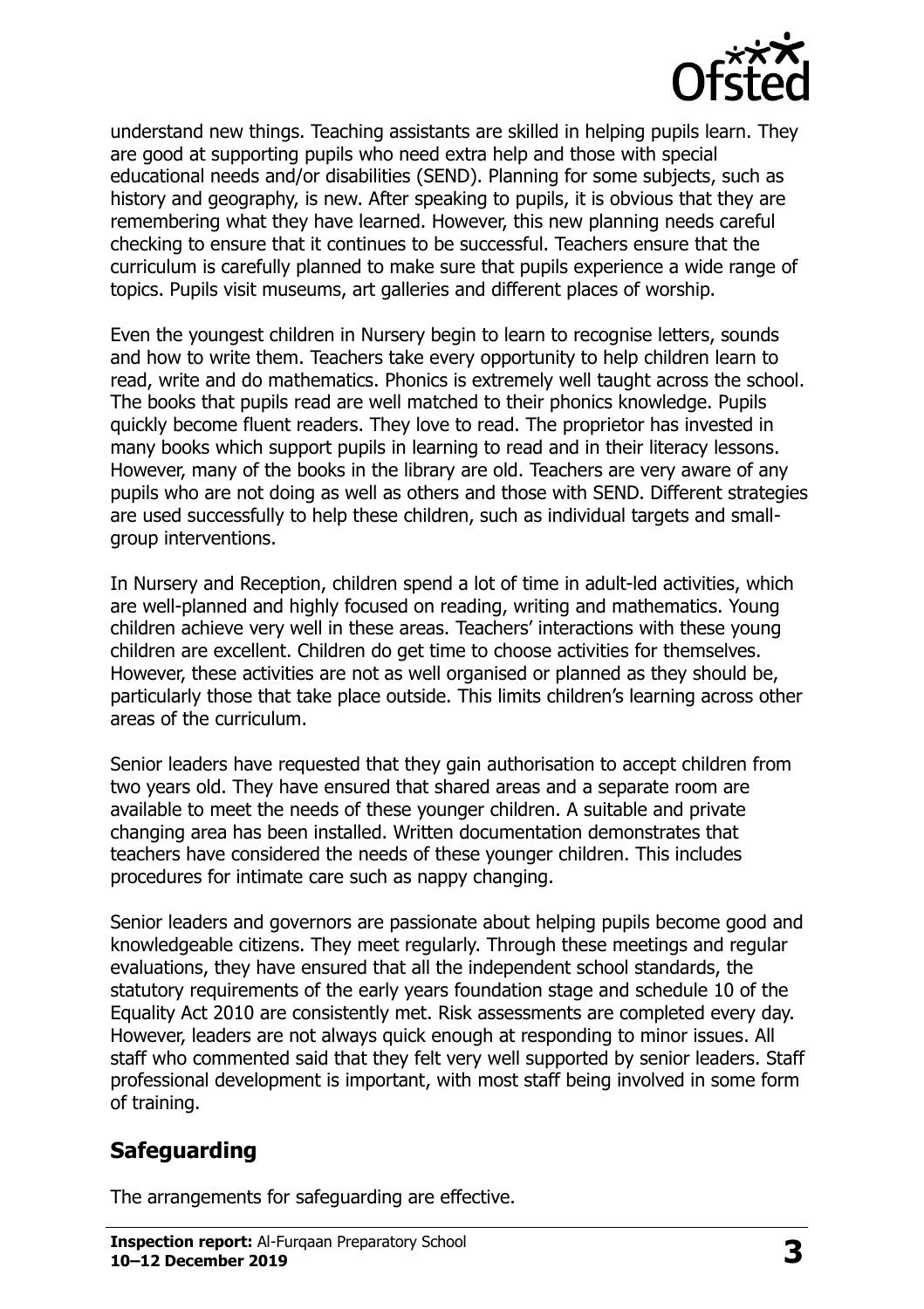understand new things. Teaching assistants are skilled in helping pupils learn. They are good at supporting pupils who need extra help and those with special educational needs and/or disabilities (SEND). Planning for some subjects, such as history and geography, is new. After speaking to pupils, it is obvious that they are remembering what they have learned. However, this new planning needs careful checking to ensure that it continues to be successful. Teachers ensure that the curriculum is carefully planned to make sure that pupils experience a wide range of topics. Pupils visit museums, art galleries and different places of worship.

Even the youngest children in Nursery begin to learn to recognise letters, sounds and how to write them. Teachers take every opportunity to help children learn to read, write and do mathematics. Phonics is extremely well taught across the school. The books that pupils read are well matched to their phonics knowledge. Pupils quickly become fluent readers. They love to read. The proprietor has invested in many books which support pupils in learning to read and in their literacy lessons. However, many of the books in the library are old. Teachers are very aware of any pupils who are not doing as well as others and those with SEND. Different strategies are used successfully to help these children, such as individual targets and small-group interventions.

In Nursery and Reception, children spend a lot of time in adult-led activities, which are well-planned and highly focused on reading, writing and mathematics. Young children achieve very well in these areas. Teachers' interactions with these young children are excellent. Children do get time to choose activities for themselves. However, these activities are not as well organised or planned as they should be, particularly those that take place outside. This limits children's learning across other areas of the curriculum.

Senior leaders have requested that they gain authorisation to accept children from two years old. They have ensured that shared areas and a separate room are available to meet the needs of these younger children. A suitable and private changing area has been installed. Written documentation demonstrates that teachers have considered the needs of these younger children. This includes procedures for intimate care such as nappy changing.

Senior leaders and governors are passionate about helping pupils become good and knowledgeable citizens. They meet regularly. Through these meetings and regular evaluations, they have ensured that all the independent school standards, the statutory requirements of the early years foundation stage and schedule 10 of the Equality Act 2010 are consistently met. Risk assessments are completed every day. However, leaders are not always quick enough at responding to minor issues. All staff who commented said that they felt very well supported by senior leaders. Staff professional development is important, with most staff being involved in some form of training.

## Safeguarding

The arrangements for safeguarding are effective.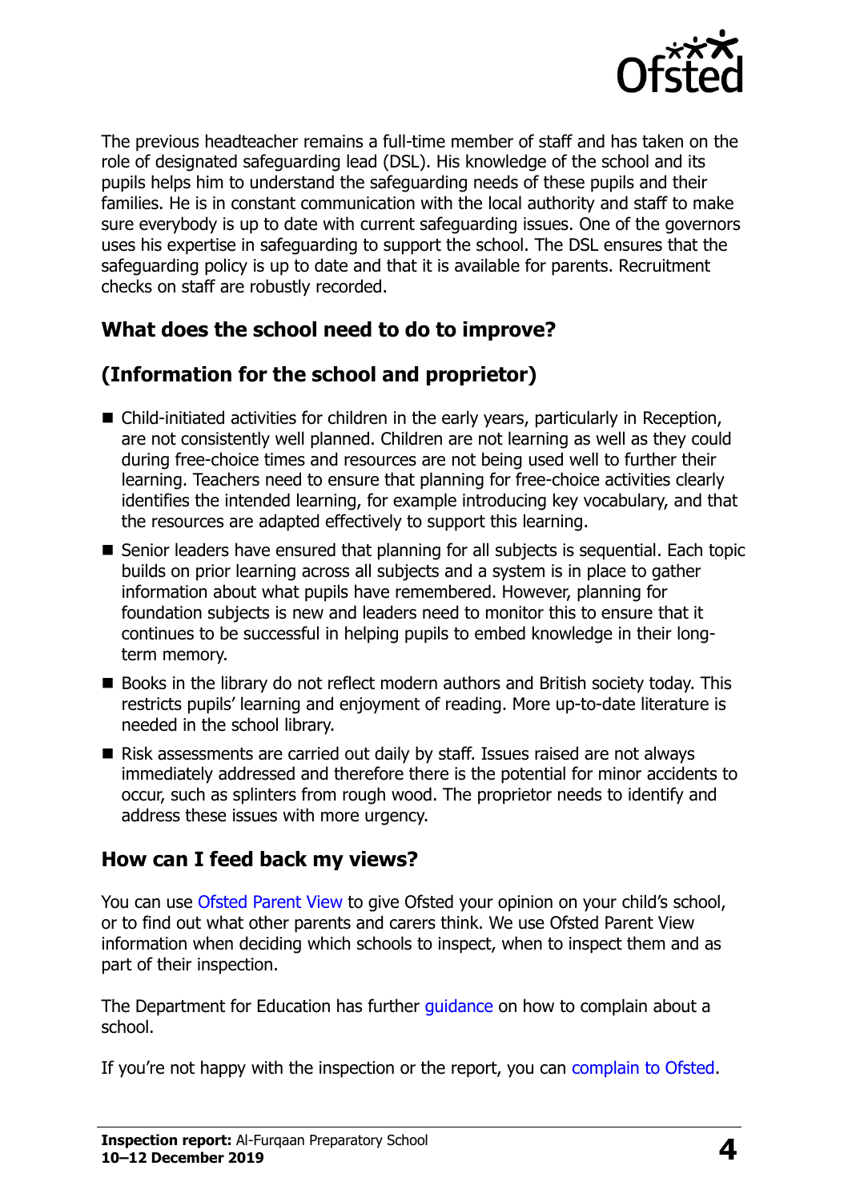The previous headteacher remains a full-time member of staff and has taken on the role of designated safeguarding lead (DSL). His knowledge of the school and its pupils helps him to understand the safeguarding needs of these pupils and their families. He is in constant communication with the local authority and staff to make sure everybody is up to date with current safeguarding issues. One of the governors uses his expertise in safeguarding to support the school. The DSL ensures that the safeguarding policy is up to date and that it is available for parents. Recruitment checks on staff are robustly recorded.

## What does the school need to do to improve?

## (Information for the school and proprietor)

- Child-initiated activities for children in the early years, particularly in Reception, are not consistently well planned. Children are not learning as well as they could during free-choice times and resources are not being used well to further their learning. Teachers need to ensure that planning for free-choice activities clearly identifies the intended learning, for example introducing key vocabulary, and that the resources are adapted effectively to support this learning.
- Senior leaders have ensured that planning for all subjects is sequential. Each topic builds on prior learning across all subjects and a system is in place to gather information about what pupils have remembered. However, planning for foundation subjects is new and leaders need to monitor this to ensure that it continues to be successful in helping pupils to embed knowledge in their long-term memory.
- Books in the library do not reflect modern authors and British society today. This restricts pupils' learning and enjoyment of reading. More up-to-date literature is needed in the school library.
- Risk assessments are carried out daily by staff. Issues raised are not always immediately addressed and therefore there is the potential for minor accidents to occur, such as splinters from rough wood. The proprietor needs to identify and address these issues with more urgency.

## How can I feed back my views?

You can use Ofsted Parent View to give Ofsted your opinion on your child's school, or to find out what other parents and carers think. We use Ofsted Parent View information when deciding which schools to inspect, when to inspect them and as part of their inspection.

The Department for Education has further guidance on how to complain about a school.

If you're not happy with the inspection or the report, you can complain to Ofsted.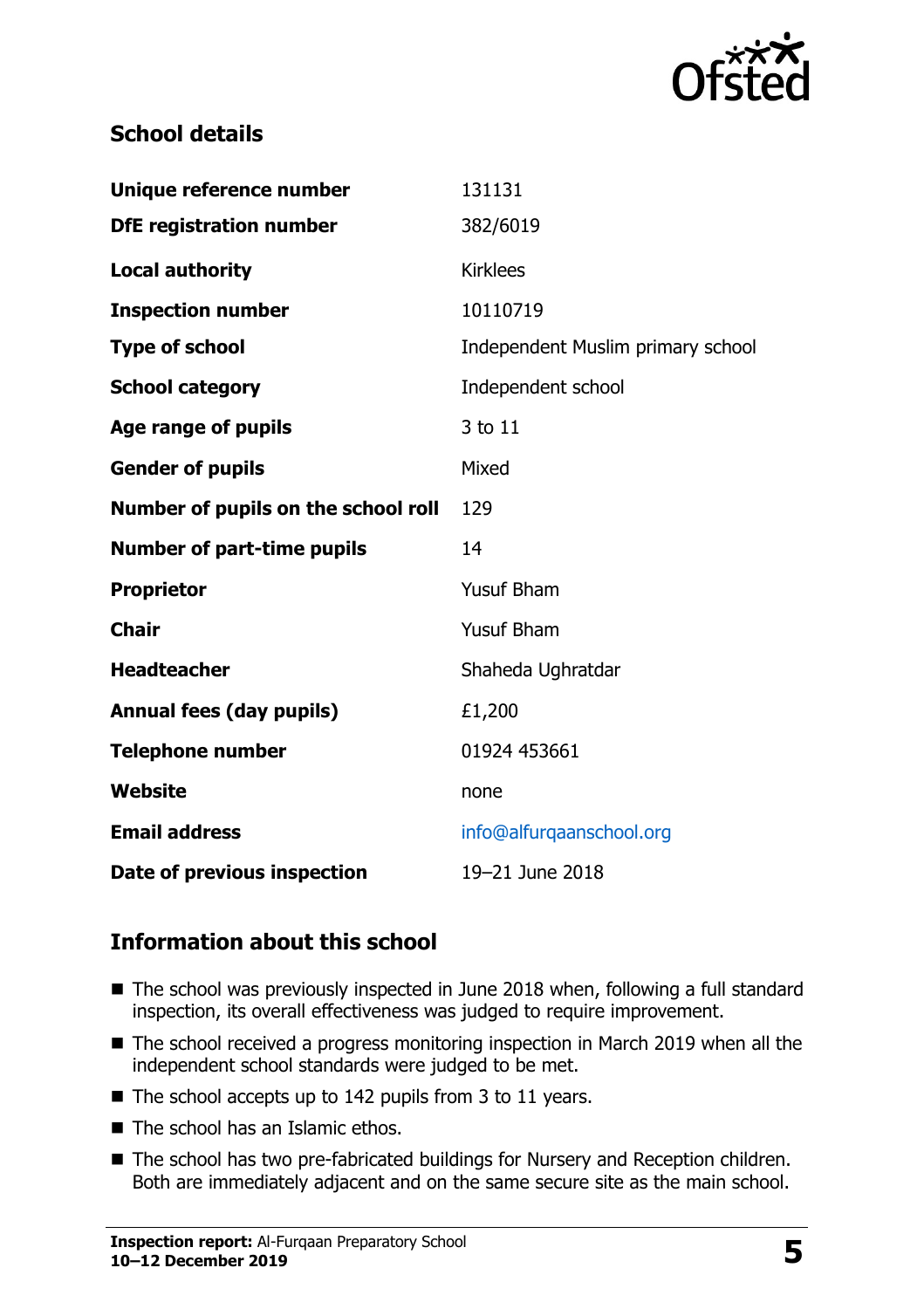## School details

| | |
|---|---|
| **Unique reference number** | 131131 |
| **DfE registration number** | 382/6019 |
| **Local authority** | Kirklees |
| **Inspection number** | 10110719 |
| **Type of school** | Independent Muslim primary school |
| **School category** | Independent school |
| **Age range of pupils** | 3 to 11 |
| **Gender of pupils** | Mixed |
| **Number of pupils on the school roll** | 129 |
| **Number of part-time pupils** | 14 |
| **Proprietor** | Yusuf Bham |
| **Chair** | Yusuf Bham |
| **Headteacher** | Shaheda Ughratdar |
| **Annual fees (day pupils)** | £1,200 |
| **Telephone number** | 01924 453661 |
| **Website** | none |
| **Email address** | info@alfurqaanschool.org |
| **Date of previous inspection** | 19–21 June 2018 |

## Information about this school

- The school was previously inspected in June 2018 when, following a full standard inspection, its overall effectiveness was judged to require improvement.
- The school received a progress monitoring inspection in March 2019 when all the independent school standards were judged to be met.
- The school accepts up to 142 pupils from 3 to 11 years.
- The school has an Islamic ethos.
- The school has two pre-fabricated buildings for Nursery and Reception children. Both are immediately adjacent and on the same secure site as the main school.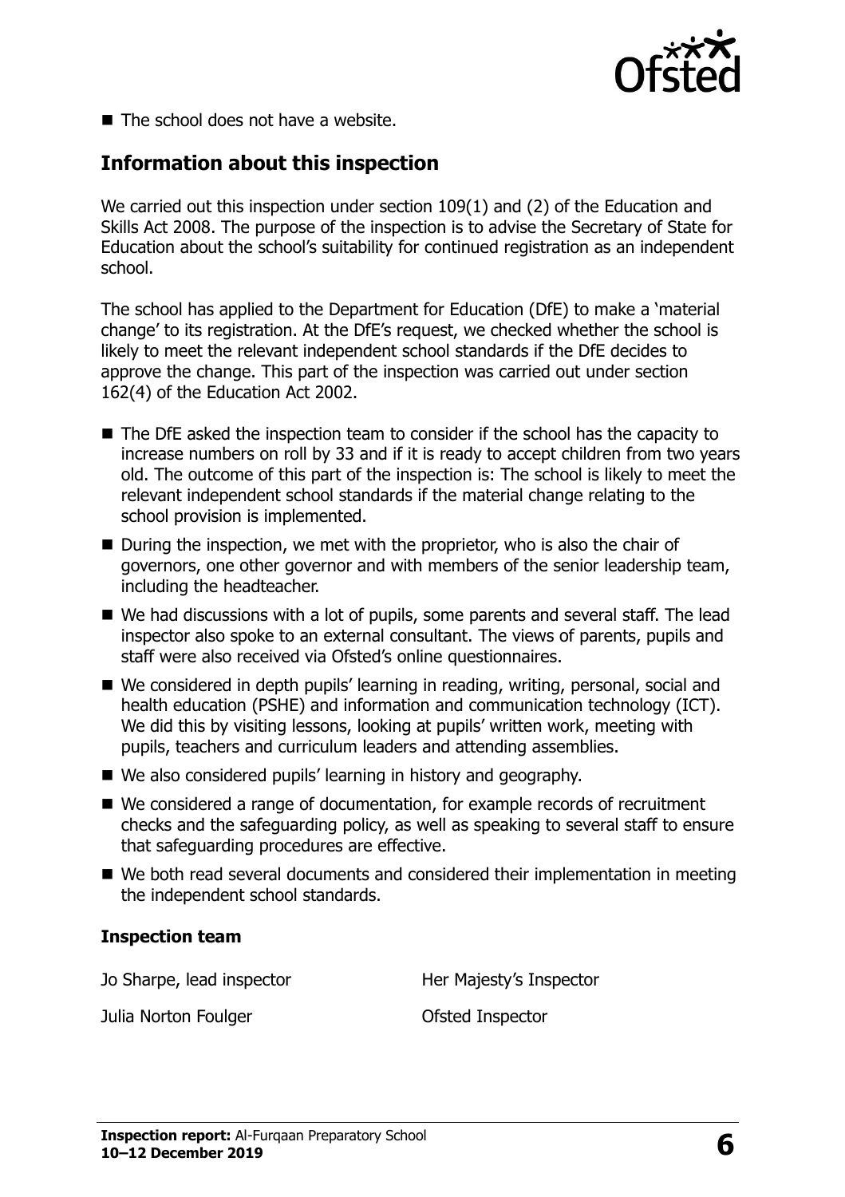- The school does not have a website.

## Information about this inspection

We carried out this inspection under section 109(1) and (2) of the Education and Skills Act 2008. The purpose of the inspection is to advise the Secretary of State for Education about the school's suitability for continued registration as an independent school.

The school has applied to the Department for Education (DfE) to make a 'material change' to its registration. At the DfE's request, we checked whether the school is likely to meet the relevant independent school standards if the DfE decides to approve the change. This part of the inspection was carried out under section 162(4) of the Education Act 2002.

- The DfE asked the inspection team to consider if the school has the capacity to increase numbers on roll by 33 and if it is ready to accept children from two years old. The outcome of this part of the inspection is: The school is likely to meet the relevant independent school standards if the material change relating to the school provision is implemented.
- During the inspection, we met with the proprietor, who is also the chair of governors, one other governor and with members of the senior leadership team, including the headteacher.
- We had discussions with a lot of pupils, some parents and several staff. The lead inspector also spoke to an external consultant. The views of parents, pupils and staff were also received via Ofsted's online questionnaires.
- We considered in depth pupils' learning in reading, writing, personal, social and health education (PSHE) and information and communication technology (ICT). We did this by visiting lessons, looking at pupils' written work, meeting with pupils, teachers and curriculum leaders and attending assemblies.
- We also considered pupils' learning in history and geography.
- We considered a range of documentation, for example records of recruitment checks and the safeguarding policy, as well as speaking to several staff to ensure that safeguarding procedures are effective.
- We both read several documents and considered their implementation in meeting the independent school standards.

### Inspection team

| | |
|---|---|
| Jo Sharpe, lead inspector | Her Majesty's Inspector |
| Julia Norton Foulger | Ofsted Inspector |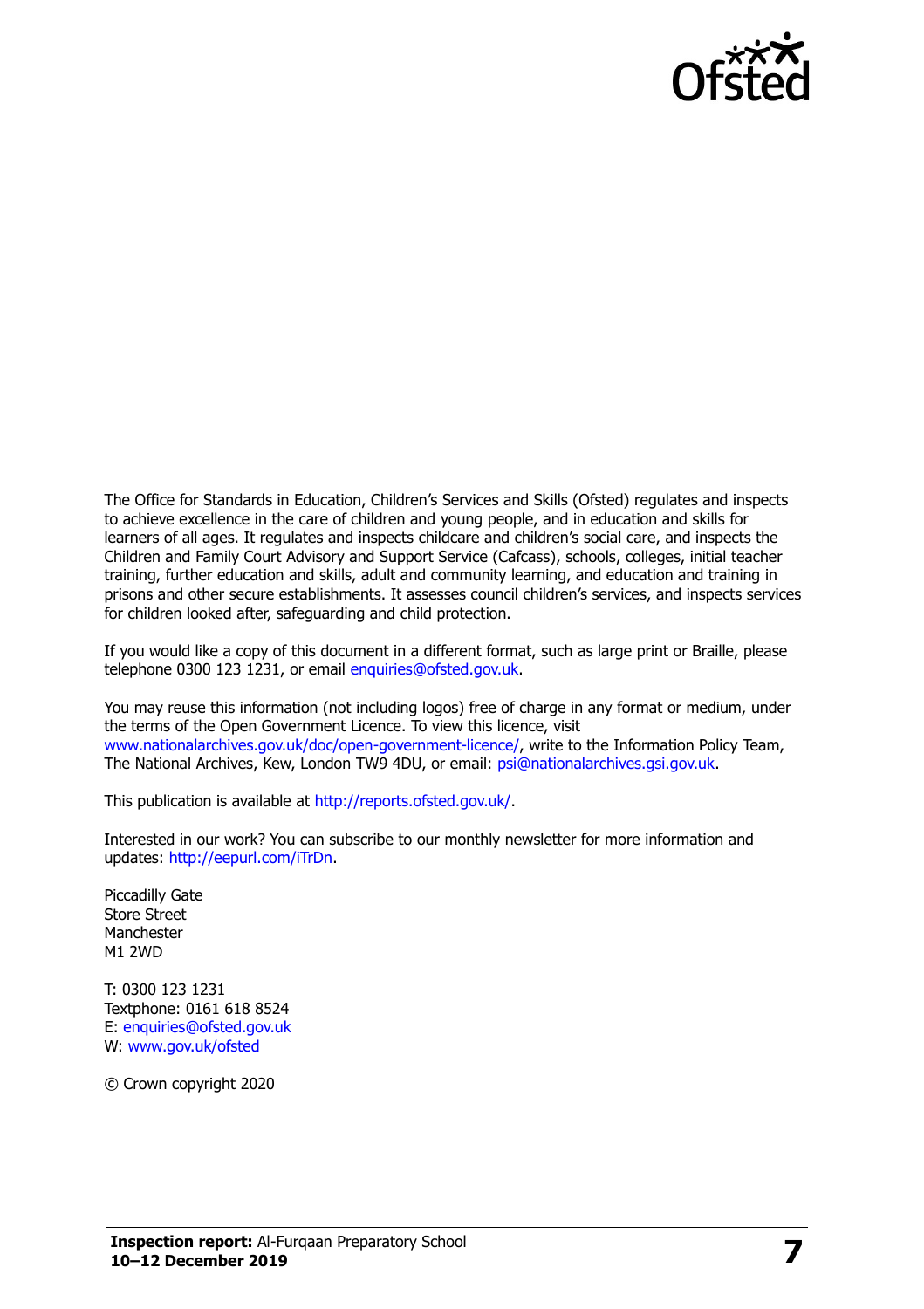The Office for Standards in Education, Children's Services and Skills (Ofsted) regulates and inspects to achieve excellence in the care of children and young people, and in education and skills for learners of all ages. It regulates and inspects childcare and children's social care, and inspects the Children and Family Court Advisory and Support Service (Cafcass), schools, colleges, initial teacher training, further education and skills, adult and community learning, and education and training in prisons and other secure establishments. It assesses council children's services, and inspects services for children looked after, safeguarding and child protection.

If you would like a copy of this document in a different format, such as large print or Braille, please telephone 0300 123 1231, or email enquiries@ofsted.gov.uk.

You may reuse this information (not including logos) free of charge in any format or medium, under the terms of the Open Government Licence. To view this licence, visit www.nationalarchives.gov.uk/doc/open-government-licence/, write to the Information Policy Team, The National Archives, Kew, London TW9 4DU, or email: psi@nationalarchives.gsi.gov.uk.

This publication is available at http://reports.ofsted.gov.uk/.

Interested in our work? You can subscribe to our monthly newsletter for more information and updates: http://eepurl.com/iTrDn.

Piccadilly Gate
Store Street
Manchester
M1 2WD

T: 0300 123 1231
Textphone: 0161 618 8524
E: enquiries@ofsted.gov.uk
W: www.gov.uk/ofsted

© Crown copyright 2020